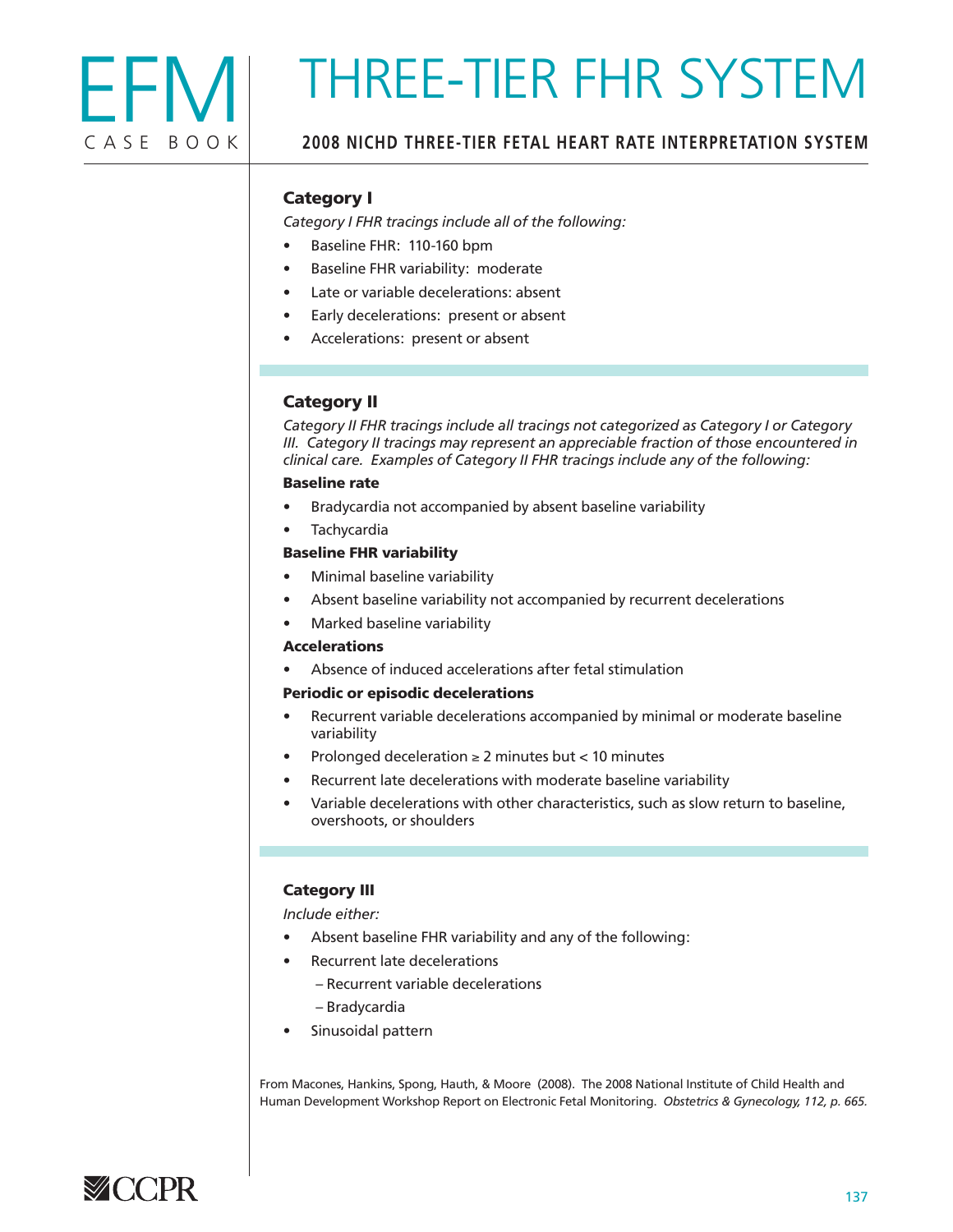# EFM CASE BOOK

# THREE-TIER FHR SYSTEM

## 2008 NICHD THREE-TIER FETAL HEART RATE INTERPRETATION SYSTEM

### Category I

*Category I FHR tracings include all of the following:*

- Baseline FHR: 110-160 bpm
- Baseline FHR variability: moderate
- Late or variable decelerations: absent
- Early decelerations: present or absent
- Accelerations: present or absent

### Category II

*Category II FHR tracings include all tracings not categorized as Category I or Category III. Category II tracings may represent an appreciable fraction of those encountered in clinical care. Examples of Category II FHR tracings include any of the following:*

**Baseline rate**

- Bradycardia not accompanied by absent baseline variability
- Tachycardia

**Baseline FHR variability**

- Minimal baseline variability
- Absent baseline variability not accompanied by recurrent decelerations
- Marked baseline variability

**Accelerations**

- Absence of induced accelerations after fetal stimulation

**Periodic or episodic decelerations**

- Recurrent variable decelerations accompanied by minimal or moderate baseline variability
- Prolonged deceleration ≥ 2 minutes but < 10 minutes
- Recurrent late decelerations with moderate baseline variability
- Variable decelerations with other characteristics, such as slow return to baseline, overshoots, or shoulders

### Category III

*Include either:*

- Absent baseline FHR variability and any of the following:
- Recurrent late decelerations
  - – Recurrent variable decelerations
  - – Bradycardia
- Sinusoidal pattern

From Macones, Hankins, Spong, Hauth, & Moore (2008). The 2008 National Institute of Child Health and Human Development Workshop Report on Electronic Fetal Monitoring. *Obstetrics & Gynecology, 112, p. 665.*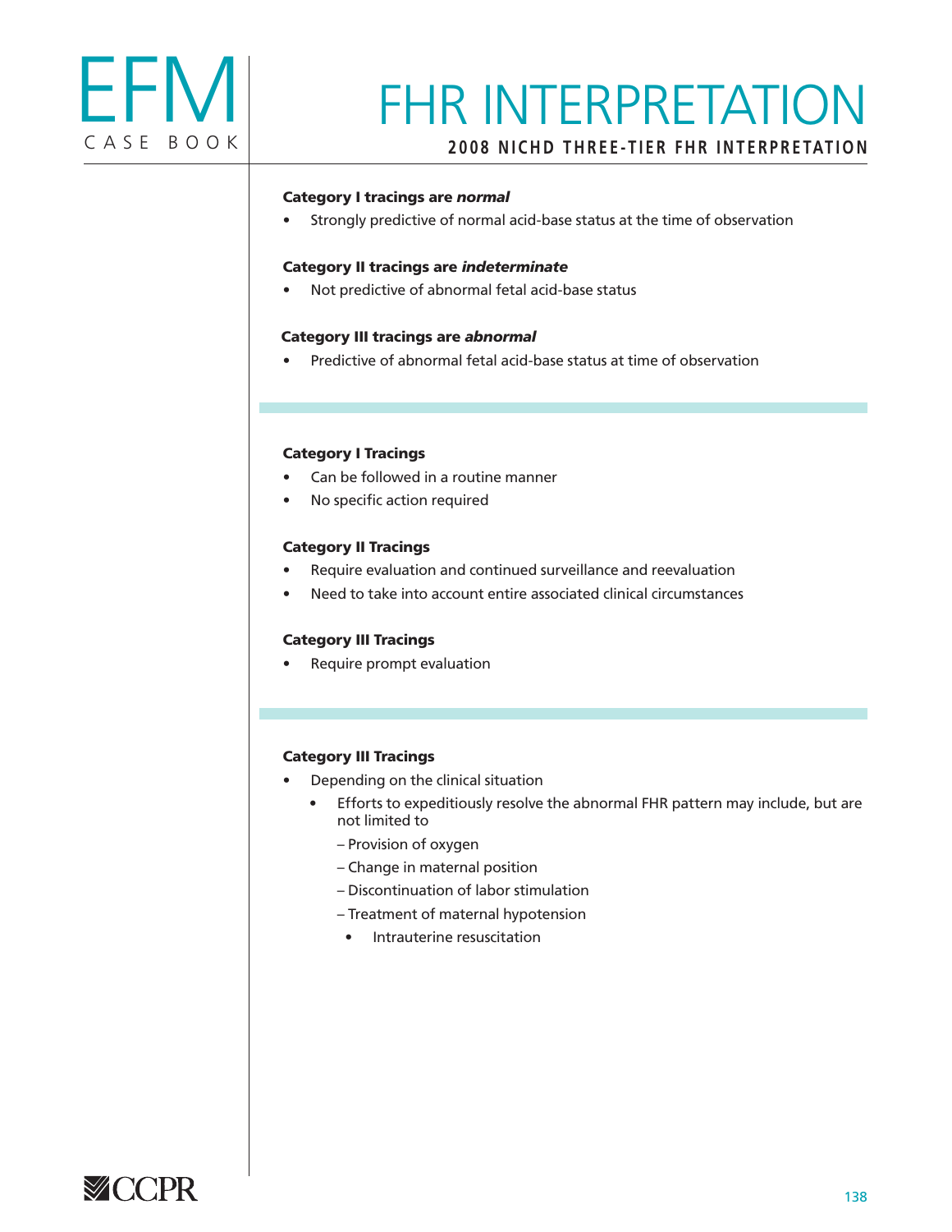# FHR INTERPRETATION

## 2008 NICHD THREE-TIER FHR INTERPRETATION

**Category I tracings are *normal***

- Strongly predictive of normal acid-base status at the time of observation

**Category II tracings are *indeterminate***

- Not predictive of abnormal fetal acid-base status

**Category III tracings are *abnormal***

- Predictive of abnormal fetal acid-base status at time of observation

---

**Category I Tracings**

- Can be followed in a routine manner
- No specific action required

**Category II Tracings**

- Require evaluation and continued surveillance and reevaluation
- Need to take into account entire associated clinical circumstances

**Category III Tracings**

- Require prompt evaluation

---

**Category III Tracings**

- Depending on the clinical situation
  - Efforts to expeditiously resolve the abnormal FHR pattern may include, but are not limited to
    - – Provision of oxygen
    - – Change in maternal position
    - – Discontinuation of labor stimulation
    - – Treatment of maternal hypotension
      - Intrauterine resuscitation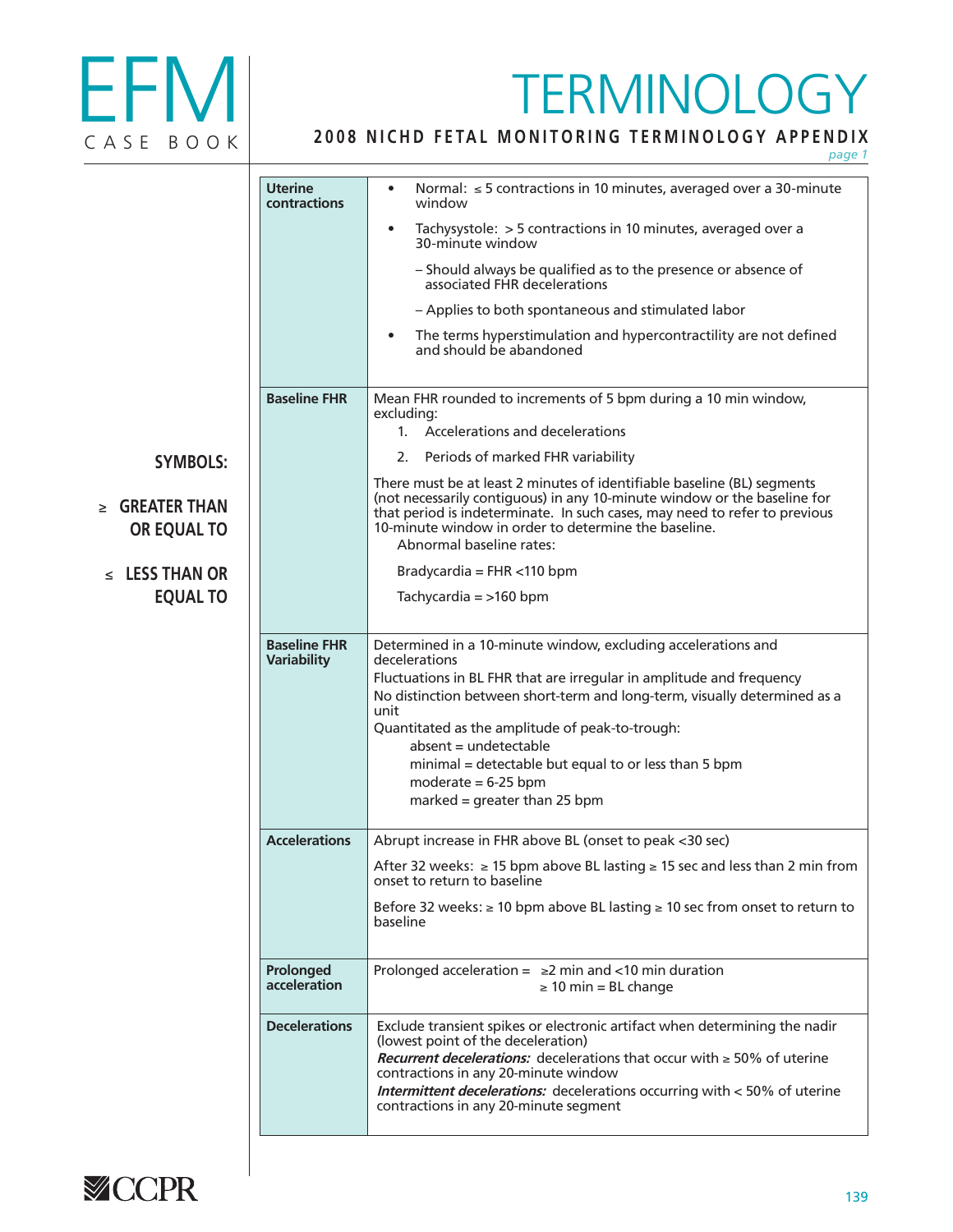# EFM

CASE BOOK

# TERMINOLOGY

## 2008 NICHD FETAL MONITORING TERMINOLOGY APPENDIX

*page 1*

**SYMBOLS:**

≥ GREATER THAN OR EQUAL TO

≤ LESS THAN OR EQUAL TO

| | |
|---|---|
| **Uterine contractions** | • Normal: ≤ 5 contractions in 10 minutes, averaged over a 30-minute window<br>• Tachysystole: > 5 contractions in 10 minutes, averaged over a 30-minute window<br>– Should always be qualified as to the presence or absence of associated FHR decelerations<br>– Applies to both spontaneous and stimulated labor<br>• The terms hyperstimulation and hypercontractility are not defined and should be abandoned |
| **Baseline FHR** | Mean FHR rounded to increments of 5 bpm during a 10 min window, excluding:<br>1. Accelerations and decelerations<br>2. Periods of marked FHR variability<br>There must be at least 2 minutes of identifiable baseline (BL) segments (not necessarily contiguous) in any 10-minute window or the baseline for that period is indeterminate. In such cases, may need to refer to previous 10-minute window in order to determine the baseline.<br>Abnormal baseline rates:<br>Bradycardia = FHR <110 bpm<br>Tachycardia = >160 bpm |
| **Baseline FHR Variability** | Determined in a 10-minute window, excluding accelerations and decelerations<br>Fluctuations in BL FHR that are irregular in amplitude and frequency<br>No distinction between short-term and long-term, visually determined as a unit<br>Quantitated as the amplitude of peak-to-trough:<br>absent = undetectable<br>minimal = detectable but equal to or less than 5 bpm<br>moderate = 6-25 bpm<br>marked = greater than 25 bpm |
| **Accelerations** | Abrupt increase in FHR above BL (onset to peak <30 sec)<br>After 32 weeks: ≥ 15 bpm above BL lasting ≥ 15 sec and less than 2 min from onset to return to baseline<br>Before 32 weeks: ≥ 10 bpm above BL lasting ≥ 10 sec from onset to return to baseline |
| **Prolonged acceleration** | Prolonged acceleration = ≥2 min and <10 min duration<br>≥ 10 min = BL change |
| **Decelerations** | Exclude transient spikes or electronic artifact when determining the nadir (lowest point of the deceleration)<br>***Recurrent decelerations:*** decelerations that occur with ≥ 50% of uterine contractions in any 20-minute window<br>***Intermittent decelerations:*** decelerations occurring with < 50% of uterine contractions in any 20-minute segment |

CCPR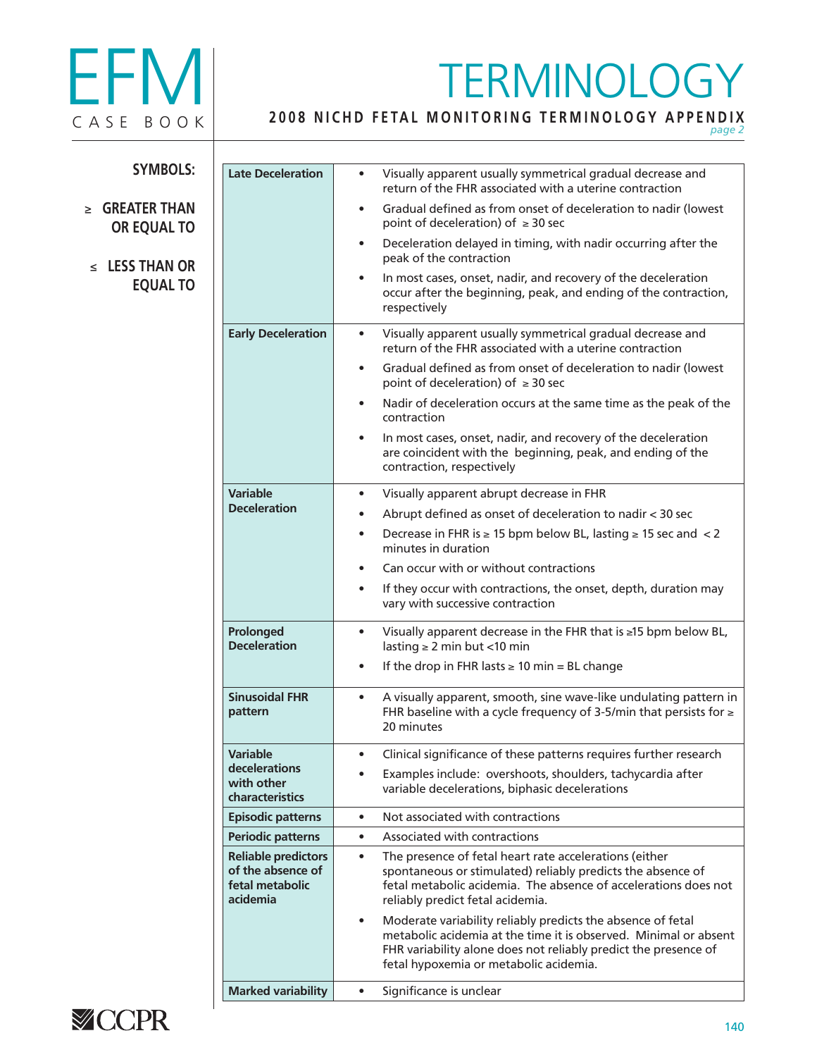# EFM CASE BOOK

# TERMINOLOGY

## 2008 NICHD FETAL MONITORING TERMINOLOGY APPENDIX

*page 2*

**SYMBOLS:**

**≥ GREATER THAN OR EQUAL TO**

**≤ LESS THAN OR EQUAL TO**

| | |
|---|---|
| **Late Deceleration** | • Visually apparent usually symmetrical gradual decrease and return of the FHR associated with a uterine contraction<br>• Gradual defined as from onset of deceleration to nadir (lowest point of deceleration) of ≥ 30 sec<br>• Deceleration delayed in timing, with nadir occurring after the peak of the contraction<br>• In most cases, onset, nadir, and recovery of the deceleration occur after the beginning, peak, and ending of the contraction, respectively |
| **Early Deceleration** | • Visually apparent usually symmetrical gradual decrease and return of the FHR associated with a uterine contraction<br>• Gradual defined as from onset of deceleration to nadir (lowest point of deceleration) of ≥ 30 sec<br>• Nadir of deceleration occurs at the same time as the peak of the contraction<br>• In most cases, onset, nadir, and recovery of the deceleration are coincident with the beginning, peak, and ending of the contraction, respectively |
| **Variable Deceleration** | • Visually apparent abrupt decrease in FHR<br>• Abrupt defined as onset of deceleration to nadir < 30 sec<br>• Decrease in FHR is ≥ 15 bpm below BL, lasting ≥ 15 sec and < 2 minutes in duration<br>• Can occur with or without contractions<br>• If they occur with contractions, the onset, depth, duration may vary with successive contraction |
| **Prolonged Deceleration** | • Visually apparent decrease in the FHR that is ≥15 bpm below BL, lasting ≥ 2 min but <10 min<br>• If the drop in FHR lasts ≥ 10 min = BL change |
| **Sinusoidal FHR pattern** | • A visually apparent, smooth, sine wave-like undulating pattern in FHR baseline with a cycle frequency of 3-5/min that persists for ≥ 20 minutes |
| **Variable decelerations with other characteristics** | • Clinical significance of these patterns requires further research<br>• Examples include: overshoots, shoulders, tachycardia after variable decelerations, biphasic decelerations |
| **Episodic patterns** | • Not associated with contractions |
| **Periodic patterns** | • Associated with contractions |
| **Reliable predictors of the absence of fetal metabolic acidemia** | • The presence of fetal heart rate accelerations (either spontaneous or stimulated) reliably predicts the absence of fetal metabolic acidemia. The absence of accelerations does not reliably predict fetal acidemia.<br>• Moderate variability reliably predicts the absence of fetal metabolic acidemia at the time it is observed. Minimal or absent FHR variability alone does not reliably predict the presence of fetal hypoxemia or metabolic acidemia. |
| **Marked variability** | • Significance is unclear |

CCPR